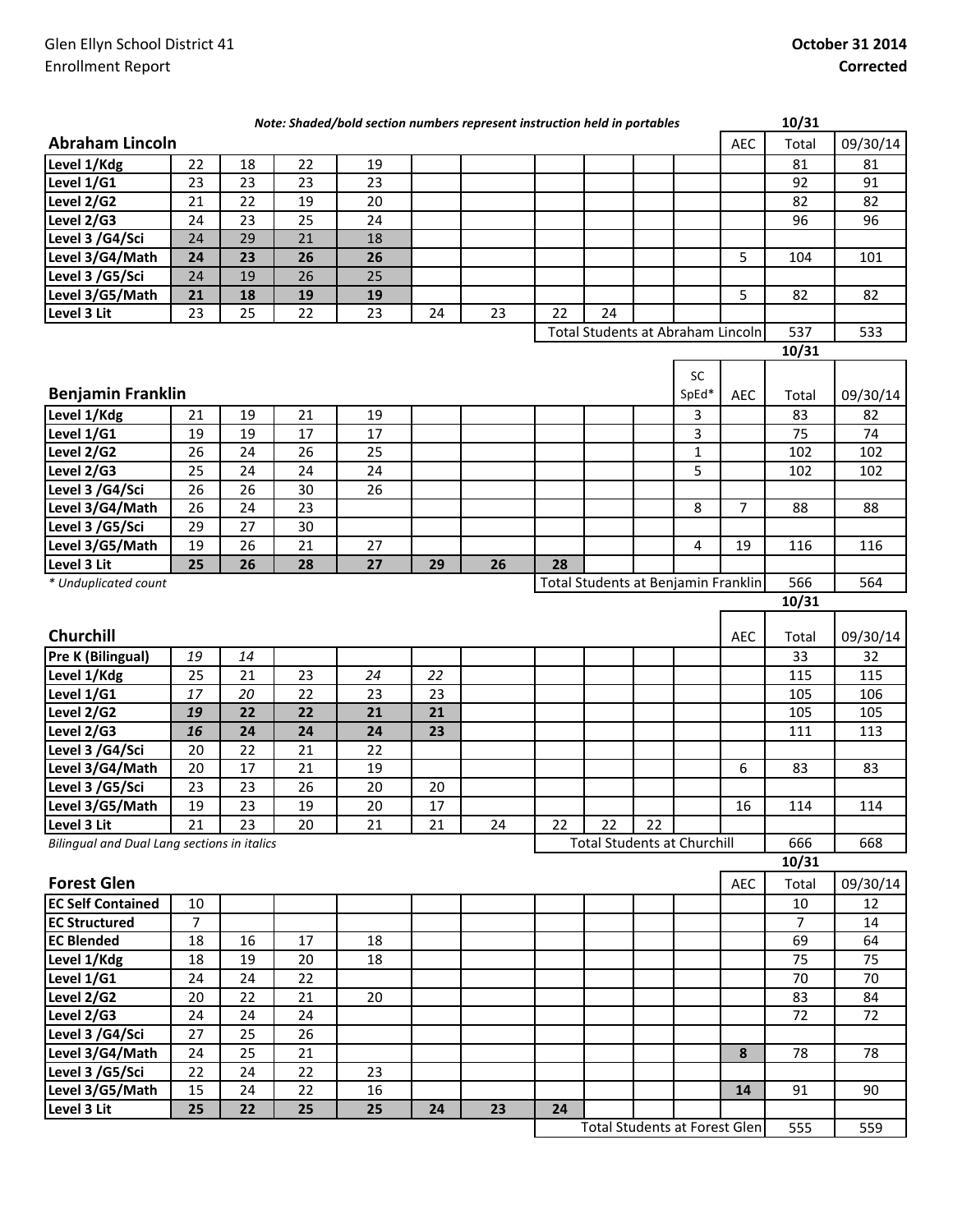Glen Ellyn School District 41
Enrollment Report

**October 31 2014**
**Corrected**

***Note: Shaded/bold section numbers represent instruction held in portables***

## Abraham Lincoln

| Abraham Lincoln | | | | | | | | | | | AEC | 10/31 Total | 09/30/14 |
|---|---|---|---|---|---|---|---|---|---|---|---|---|---|
| Level 1/Kdg | 22 | 18 | 22 | 19 | | | | | | | | 81 | 81 |
| Level 1/G1 | 23 | 23 | 23 | 23 | | | | | | | | 92 | 91 |
| Level 2/G2 | 21 | 22 | 19 | 20 | | | | | | | | 82 | 82 |
| Level 2/G3 | 24 | 23 | 25 | 24 | | | | | | | | 96 | 96 |
| Level 3 /G4/Sci | 24 | 29 | 21 | 18 | | | | | | | | | |
| Level 3/G4/Math | **24** | **23** | **26** | **26** | | | | | | | 5 | 104 | 101 |
| Level 3 /G5/Sci | 24 | 19 | 26 | 25 | | | | | | | | | |
| Level 3/G5/Math | **21** | **18** | **19** | **19** | | | | | | | 5 | 82 | 82 |
| Level 3 Lit | 23 | 25 | 22 | 23 | 24 | 23 | 22 | 24 | | | | | |
| | | | | | | | Total Students at Abraham Lincoln | | | | | 537 | 533 |

## Benjamin Franklin

| Benjamin Franklin | | | | | | | | | | SC SpEd* | AEC | 10/31 Total | 09/30/14 |
|---|---|---|---|---|---|---|---|---|---|---|---|---|---|
| Level 1/Kdg | 21 | 19 | 21 | 19 | | | | | | 3 | | 83 | 82 |
| Level 1/G1 | 19 | 19 | 17 | 17 | | | | | | 3 | | 75 | 74 |
| Level 2/G2 | 26 | 24 | 26 | 25 | | | | | | 1 | | 102 | 102 |
| Level 2/G3 | 25 | 24 | 24 | 24 | | | | | | 5 | | 102 | 102 |
| Level 3 /G4/Sci | 26 | 26 | 30 | 26 | | | | | | | | | |
| Level 3/G4/Math | 26 | 24 | 23 | | | | | | | 8 | 7 | 88 | 88 |
| Level 3 /G5/Sci | 29 | 27 | 30 | | | | | | | | | | |
| Level 3/G5/Math | 19 | 26 | 21 | 27 | | | | | | 4 | 19 | 116 | 116 |
| Level 3 Lit | **25** | **26** | **28** | **27** | **29** | **26** | **28** | | | | | | |
| | | | | | | | Total Students at Benjamin Franklin | | | | | 566 | 564 |

*\* Unduplicated count*

## Churchill

| Churchill | | | | | | | | | | | AEC | 10/31 Total | 09/30/14 |
|---|---|---|---|---|---|---|---|---|---|---|---|---|---|
| Pre K (Bilingual) | *19* | *14* | | | | | | | | | | 33 | 32 |
| Level 1/Kdg | 25 | 21 | 23 | *24* | *22* | | | | | | | 115 | 115 |
| Level 1/G1 | *17* | *20* | 22 | 23 | 23 | | | | | | | 105 | 106 |
| Level 2/G2 | ***19*** | **22** | **22** | **21** | **21** | | | | | | | 105 | 105 |
| Level 2/G3 | ***16*** | **24** | **24** | **24** | **23** | | | | | | | 111 | 113 |
| Level 3 /G4/Sci | 20 | 22 | 21 | 22 | | | | | | | | | |
| Level 3/G4/Math | 20 | 17 | 21 | 19 | | | | | | | 6 | 83 | 83 |
| Level 3 /G5/Sci | 23 | 23 | 26 | 20 | 20 | | | | | | | | |
| Level 3/G5/Math | 19 | 23 | 19 | 20 | 17 | | | | | | 16 | 114 | 114 |
| Level 3 Lit | 21 | 23 | 20 | 21 | 21 | 24 | 22 | 22 | 22 | | | | |
| | | | | | | | Total Students at Churchill | | | | | 666 | 668 |

*Bilingual and Dual Lang sections in italics*

## Forest Glen

| Forest Glen | | | | | | | | | | | AEC | 10/31 Total | 09/30/14 |
|---|---|---|---|---|---|---|---|---|---|---|---|---|---|
| EC Self Contained | 10 | | | | | | | | | | | 10 | 12 |
| EC Structured | 7 | | | | | | | | | | | 7 | 14 |
| EC Blended | 18 | 16 | 17 | 18 | | | | | | | | 69 | 64 |
| Level 1/Kdg | 18 | 19 | 20 | 18 | | | | | | | | 75 | 75 |
| Level 1/G1 | 24 | 24 | 22 | | | | | | | | | 70 | 70 |
| Level 2/G2 | 20 | 22 | 21 | 20 | | | | | | | | 83 | 84 |
| Level 2/G3 | 24 | 24 | 24 | | | | | | | | | 72 | 72 |
| Level 3 /G4/Sci | 27 | 25 | 26 | | | | | | | | | | |
| Level 3/G4/Math | 24 | 25 | 21 | | | | | | | | **8** | 78 | 78 |
| Level 3 /G5/Sci | 22 | 24 | 22 | 23 | | | | | | | | | |
| Level 3/G5/Math | 15 | 24 | 22 | 16 | | | | | | | **14** | 91 | 90 |
| Level 3 Lit | **25** | **22** | **25** | **25** | **24** | **23** | **24** | | | | | | |
| | | | | | | | Total Students at Forest Glen | | | | | 555 | 559 |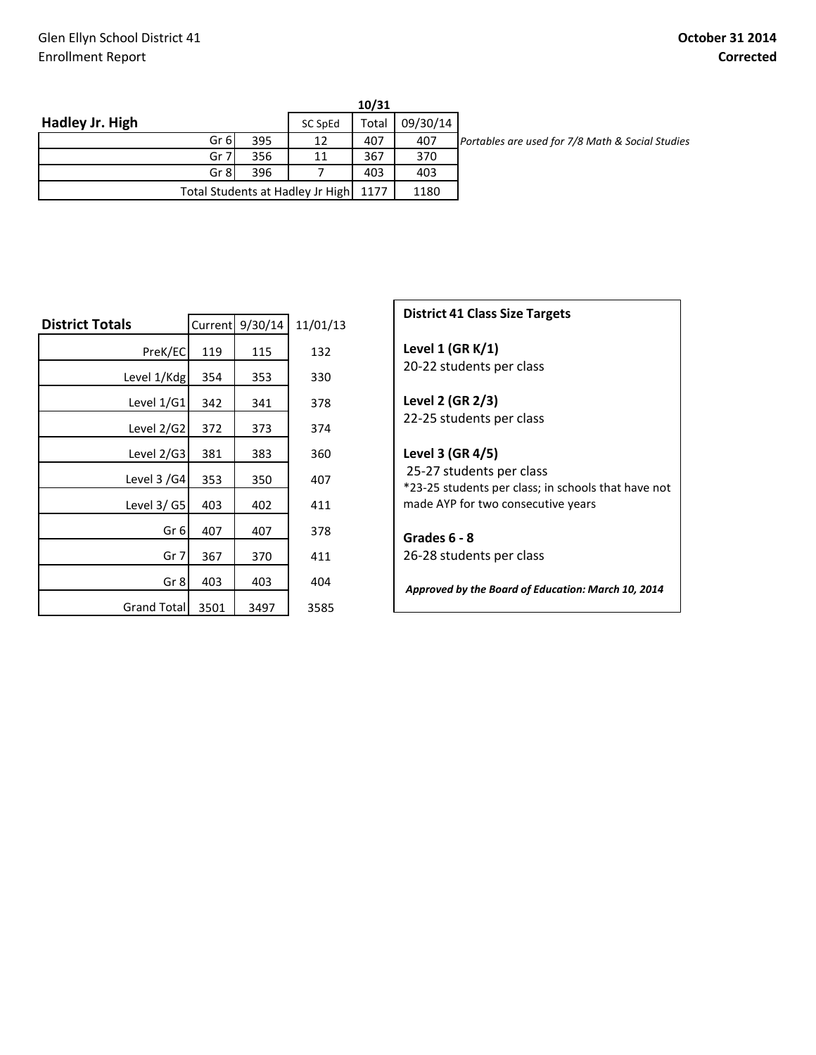Glen Ellyn School District 41
Enrollment Report

**October 31 2014**
**Corrected**

| Hadley Jr. High | | SC SpEd | 10/31 Total | 09/30/14 |
|---|---|---|---|---|
| Gr 6 | 395 | 12 | 407 | 407 |
| Gr 7 | 356 | 11 | 367 | 370 |
| Gr 8 | 396 | 7 | 403 | 403 |
| Total Students at Hadley Jr High | | | 1177 | 1180 |

*Portables are used for 7/8 Math & Social Studies*

| District Totals | Current | 9/30/14 | 11/01/13 |
|---|---|---|---|
| PreK/EC | 119 | 115 | 132 |
| Level 1/Kdg | 354 | 353 | 330 |
| Level 1/G1 | 342 | 341 | 378 |
| Level 2/G2 | 372 | 373 | 374 |
| Level 2/G3 | 381 | 383 | 360 |
| Level 3 /G4 | 353 | 350 | 407 |
| Level 3/ G5 | 403 | 402 | 411 |
| Gr 6 | 407 | 407 | 378 |
| Gr 7 | 367 | 370 | 411 |
| Gr 8 | 403 | 403 | 404 |
| Grand Total | 3501 | 3497 | 3585 |

**District 41 Class Size Targets**

**Level 1 (GR K/1)**
20-22 students per class

**Level 2 (GR 2/3)**
22-25 students per class

**Level 3 (GR 4/5)**
25-27 students per class
*23-25 students per class; in schools that have not made AYP for two consecutive years

**Grades 6 - 8**
26-28 students per class

***Approved by the Board of Education: March 10, 2014***